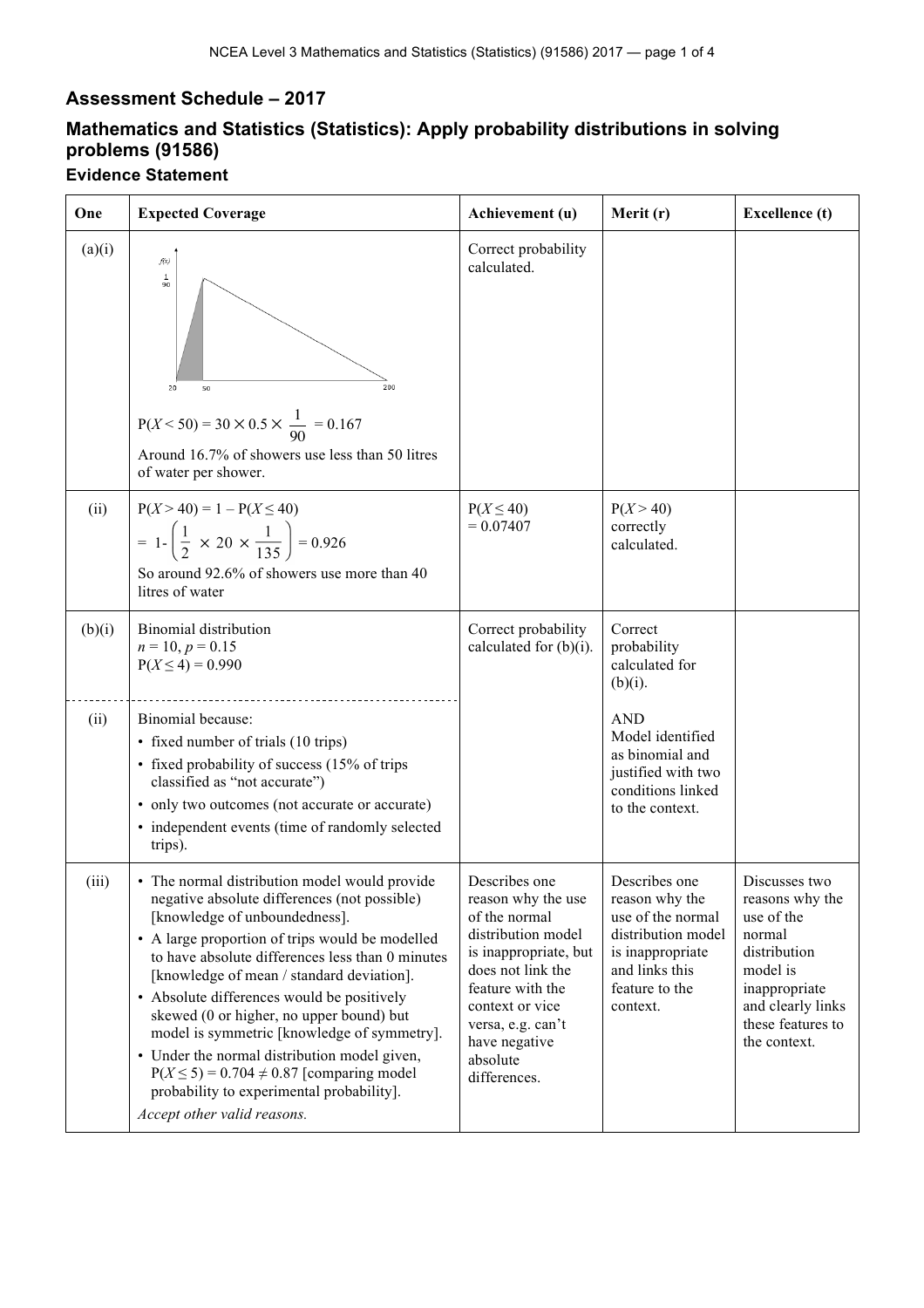## Assessment Schedule – 2017

## Mathematics and Statistics (Statistics): Apply probability distributions in solving problems (91586)

### Evidence Statement

| One | Expected Coverage | Achievement (u) | Merit (r) | Excellence (t) |
|---|---|---|---|---|
| (a)(i) | f(x) $\frac{1}{90}$ 20 50 200 <br> $P(X < 50) = 30 \times 0.5 \times \frac{1}{90} = 0.167$ <br> Around 16.7% of showers use less than 50 litres of water per shower. | Correct probability calculated. | | |
| (ii) | $P(X > 40) = 1 - P(X \leq 40)$ <br> $= 1 - \left(\frac{1}{2} \times 20 \times \frac{1}{135}\right) = 0.926$ <br> So around 92.6% of showers use more than 40 litres of water | $P(X \leq 40) = 0.07407$ | $P(X > 40)$ correctly calculated. | |
| (b)(i) | Binomial distribution <br> $n = 10$, $p = 0.15$ <br> $P(X \leq 4) = 0.990$ | Correct probability calculated for (b)(i). | Correct probability calculated for (b)(i). <br> AND <br> Model identified as binomial and justified with two conditions linked to the context. | |
| (ii) | Binomial because: <br> • fixed number of trials (10 trips) <br> • fixed probability of success (15% of trips classified as "not accurate") <br> • only two outcomes (not accurate or accurate) <br> • independent events (time of randomly selected trips). | | | |
| (iii) | • The normal distribution model would provide negative absolute differences (not possible) [knowledge of unboundedness]. <br> • A large proportion of trips would be modelled to have absolute differences less than 0 minutes [knowledge of mean / standard deviation]. <br> • Absolute differences would be positively skewed (0 or higher, no upper bound) but model is symmetric [knowledge of symmetry]. <br> • Under the normal distribution model given, $P(X \leq 5) = 0.704 \neq 0.87$ [comparing model probability to experimental probability]. <br> *Accept other valid reasons.* | Describes one reason why the use of the normal distribution model is inappropriate, but does not link the feature with the context or vice versa, e.g. can't have negative absolute differences. | Describes one reason why the use of the normal distribution model is inappropriate and links this feature to the context. | Discusses two reasons why the use of the normal distribution model is inappropriate and clearly links these features to the context. |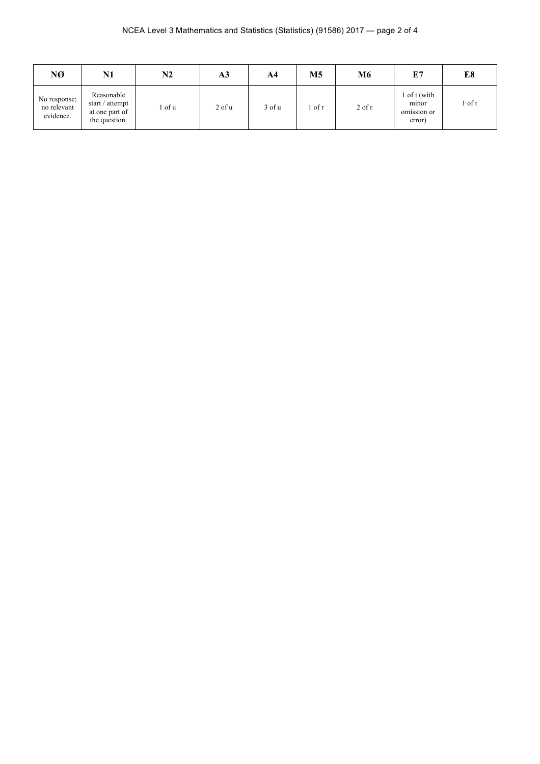| NØ | N1 | N2 | A3 | A4 | M5 | M6 | E7 | E8 |
|---|---|---|---|---|---|---|---|---|
| No response; no relevant evidence. | Reasonable start / attempt at one part of the question. | 1 of u | 2 of u | 3 of u | 1 of r | 2 of r | 1 of t (with minor omission or error) | 1 of t |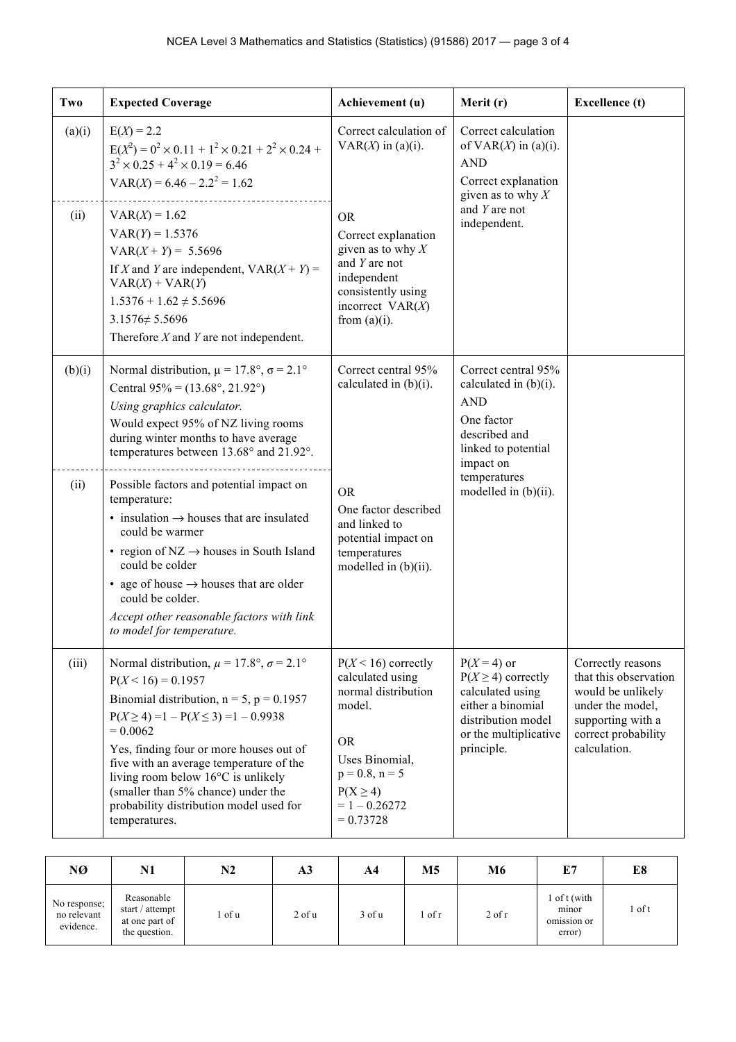| Two | Expected Coverage | Achievement (u) | Merit (r) | Excellence (t) |
|---|---|---|---|---|
| (a)(i) | $E(X) = 2.2$<br>$E(X^2) = 0^2 \times 0.11 + 1^2 \times 0.21 + 2^2 \times 0.24 + 3^2 \times 0.25 + 4^2 \times 0.19 = 6.46$<br>$VAR(X) = 6.46 - 2.2^2 = 1.62$ | Correct calculation of VAR($X$) in (a)(i). | Correct calculation of VAR($X$) in (a)(i).<br>AND<br>Correct explanation given as to why $X$ and $Y$ are not independent. | |
| (ii) | $VAR(X) = 1.62$<br>$VAR(Y) = 1.5376$<br>$VAR(X + Y) = 5.5696$<br>If $X$ and $Y$ are independent, $VAR(X + Y) = VAR(X) + VAR(Y)$<br>$1.5376 + 1.62 \neq 5.5696$<br>$3.1576 \neq 5.5696$<br>Therefore $X$ and $Y$ are not independent. | OR<br>Correct explanation given as to why $X$ and $Y$ are not independent consistently using incorrect VAR($X$) from (a)(i). | | |
| (b)(i) | Normal distribution, $\mu = 17.8°$, $\sigma = 2.1°$<br>Central 95% = (13.68°, 21.92°)<br>*Using graphics calculator.*<br>Would expect 95% of NZ living rooms during winter months to have average temperatures between 13.68° and 21.92°. | Correct central 95% calculated in (b)(i). | Correct central 95% calculated in (b)(i).<br>AND<br>One factor described and linked to potential impact on temperatures modelled in (b)(ii). | |
| (ii) | Possible factors and potential impact on temperature:<br>• insulation → houses that are insulated could be warmer<br>• region of NZ → houses in South Island could be colder<br>• age of house → houses that are older could be colder.<br>*Accept other reasonable factors with link to model for temperature.* | OR<br>One factor described and linked to potential impact on temperatures modelled in (b)(ii). | | |
| (iii) | Normal distribution, $\mu = 17.8°$, $\sigma = 2.1°$<br>$P(X < 16) = 0.1957$<br>Binomial distribution, $n = 5$, $p = 0.1957$<br>$P(X \geq 4) = 1 - P(X \leq 3) = 1 - 0.9938 = 0.0062$<br>Yes, finding four or more houses out of five with an average temperature of the living room below 16°C is unlikely (smaller than 5% chance) under the probability distribution model used for temperatures. | $P(X < 16)$ correctly calculated using normal distribution model.<br><br>OR<br>Uses Binomial, $p = 0.8$, $n = 5$<br>$P(X \geq 4) = 1 - 0.26272 = 0.73728$ | $P(X = 4)$ or $P(X \geq 4)$ correctly calculated using either a binomial distribution model or the multiplicative principle. | Correctly reasons that this observation would be unlikely under the model, supporting with a correct probability calculation. |

| NØ | N1 | N2 | A3 | A4 | M5 | M6 | E7 | E8 |
|---|---|---|---|---|---|---|---|---|
| No response; no relevant evidence. | Reasonable start / attempt at one part of the question. | 1 of u | 2 of u | 3 of u | 1 of r | 2 of r | 1 of t (with minor omission or error) | 1 of t |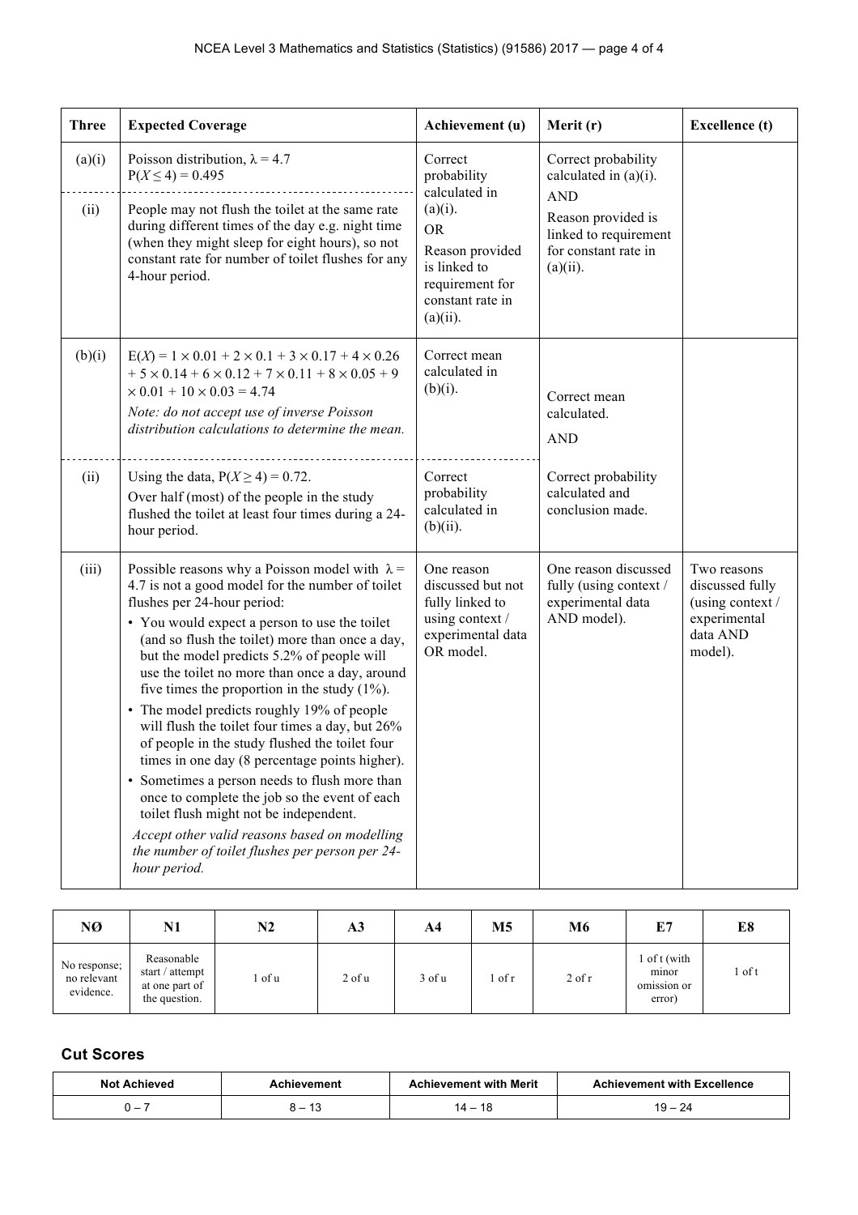| Three | Expected Coverage | Achievement (u) | Merit (r) | Excellence (t) |
|---|---|---|---|---|
| (a)(i) | Poisson distribution, $\lambda = 4.7$<br>$P(X \leq 4) = 0.495$ | Correct probability calculated in (a)(i).<br>OR<br>Reason provided is linked to requirement for constant rate in (a)(ii). | Correct probability calculated in (a)(i).<br>AND<br>Reason provided is linked to requirement for constant rate in (a)(ii). | |
| (ii) | People may not flush the toilet at the same rate during different times of the day e.g. night time (when they might sleep for eight hours), so not constant rate for number of toilet flushes for any 4-hour period. | | | |
| (b)(i) | $E(X) = 1 \times 0.01 + 2 \times 0.1 + 3 \times 0.17 + 4 \times 0.26 + 5 \times 0.14 + 6 \times 0.12 + 7 \times 0.11 + 8 \times 0.05 + 9 \times 0.01 + 10 \times 0.03 = 4.74$<br>*Note: do not accept use of inverse Poisson distribution calculations to determine the mean.* | Correct mean calculated in (b)(i). | Correct mean calculated.<br>AND<br>Correct probability calculated and conclusion made. | |
| (ii) | Using the data, $P(X \geq 4) = 0.72$.<br>Over half (most) of the people in the study flushed the toilet at least four times during a 24-hour period. | Correct probability calculated in (b)(ii). | | |
| (iii) | Possible reasons why a Poisson model with $\lambda = 4.7$ is not a good model for the number of toilet flushes per 24-hour period:<br>• You would expect a person to use the toilet (and so flush the toilet) more than once a day, but the model predicts 5.2% of people will use the toilet no more than once a day, around five times the proportion in the study (1%).<br>• The model predicts roughly 19% of people will flush the toilet four times a day, but 26% of people in the study flushed the toilet four times in one day (8 percentage points higher).<br>• Sometimes a person needs to flush more than once to complete the job so the event of each toilet flush might not be independent.<br>*Accept other valid reasons based on modelling the number of toilet flushes per person per 24-hour period.* | One reason discussed but not fully linked to using context / experimental data OR model. | One reason discussed fully (using context / experimental data AND model). | Two reasons discussed fully (using context / experimental data AND model). |

| NØ | N1 | N2 | A3 | A4 | M5 | M6 | E7 | E8 |
|---|---|---|---|---|---|---|---|---|
| No response; no relevant evidence. | Reasonable start / attempt at one part of the question. | 1 of u | 2 of u | 3 of u | 1 of r | 2 of r | 1 of t (with minor omission or error) | 1 of t |

## Cut Scores

| Not Achieved | Achievement | Achievement with Merit | Achievement with Excellence |
|---|---|---|---|
| 0 – 7 | 8 – 13 | 14 – 18 | 19 – 24 |